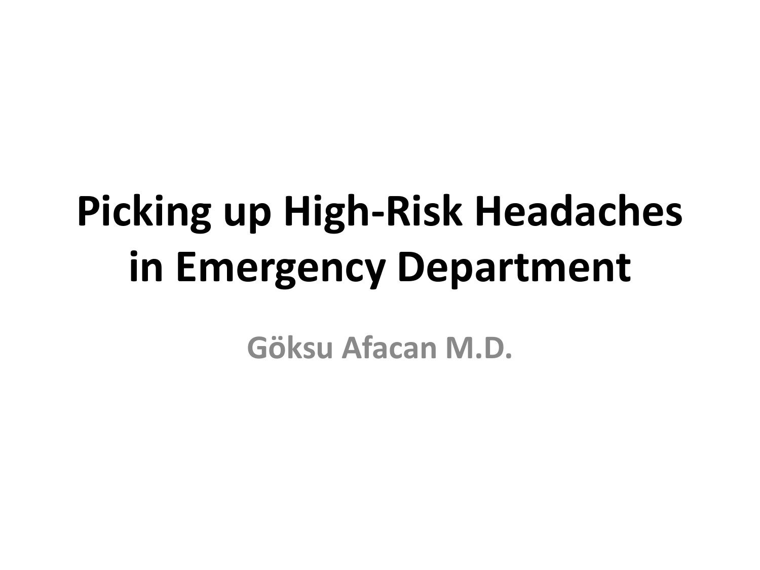# Picking up High-Risk Headaches in Emergency Department

**Göksu Afacan M.D.**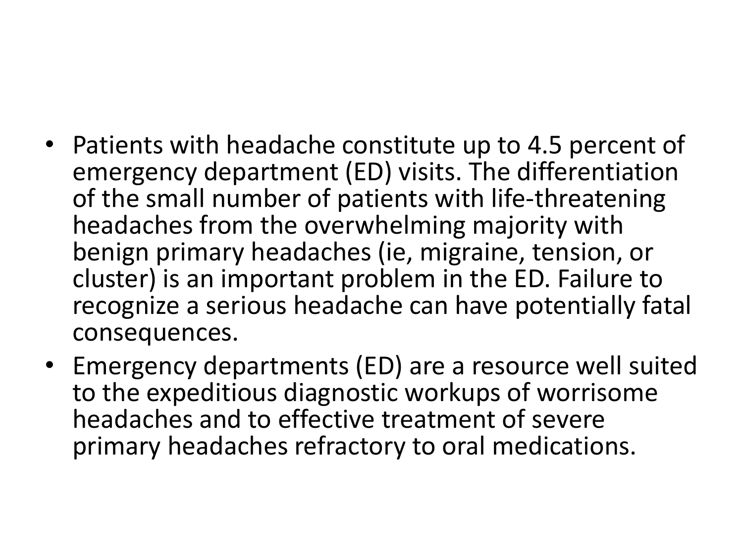- Patients with headache constitute up to 4.5 percent of emergency department (ED) visits. The differentiation of the small number of patients with life-threatening headaches from the overwhelming majority with benign primary headaches (ie, migraine, tension, or cluster) is an important problem in the ED. Failure to recognize a serious headache can have potentially fatal consequences.
- Emergency departments (ED) are a resource well suited to the expeditious diagnostic workups of worrisome headaches and to effective treatment of severe primary headaches refractory to oral medications.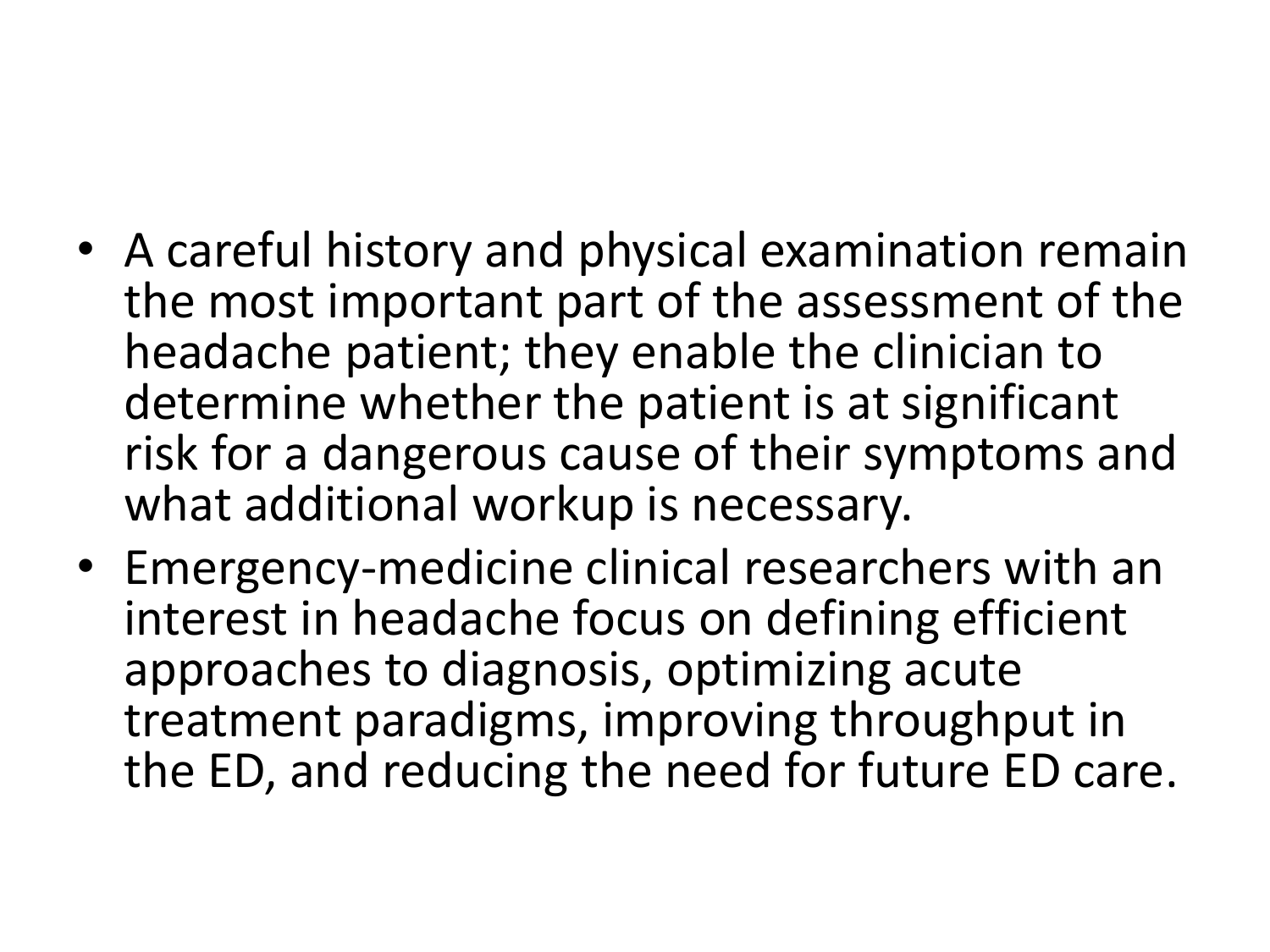- A careful history and physical examination remain the most important part of the assessment of the headache patient; they enable the clinician to determine whether the patient is at significant risk for a dangerous cause of their symptoms and what additional workup is necessary.
- Emergency-medicine clinical researchers with an interest in headache focus on defining efficient approaches to diagnosis, optimizing acute treatment paradigms, improving throughput in the ED, and reducing the need for future ED care.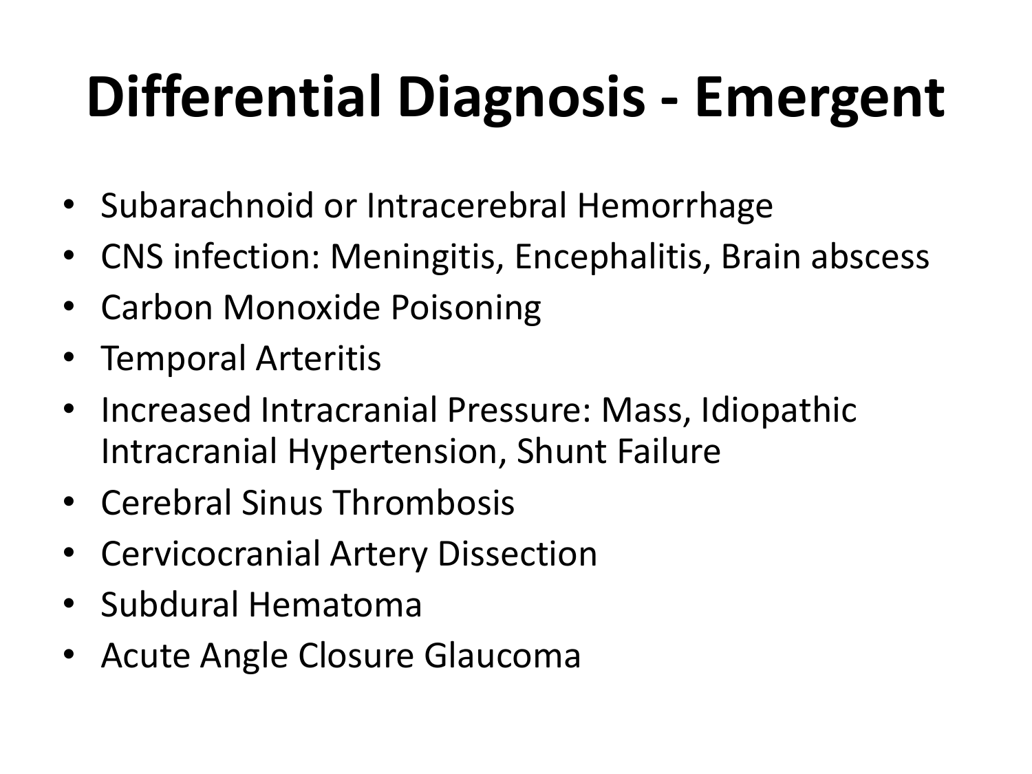# Differential Diagnosis - Emergent

- Subarachnoid or Intracerebral Hemorrhage
- CNS infection: Meningitis, Encephalitis, Brain abscess
- Carbon Monoxide Poisoning
- Temporal Arteritis
- Increased Intracranial Pressure: Mass, Idiopathic Intracranial Hypertension, Shunt Failure
- Cerebral Sinus Thrombosis
- Cervicocranial Artery Dissection
- Subdural Hematoma
- Acute Angle Closure Glaucoma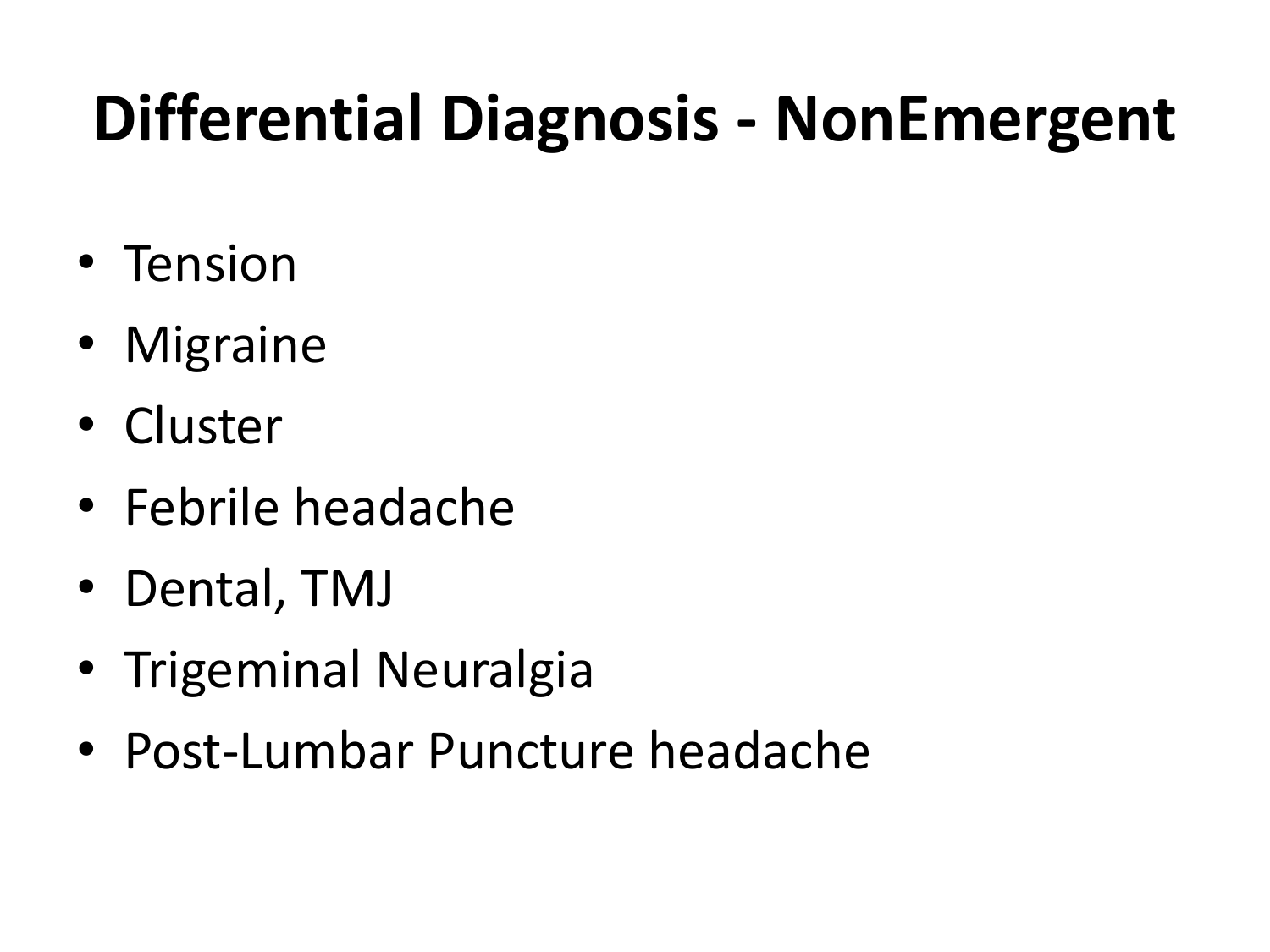# Differential Diagnosis - NonEmergent

- Tension
- Migraine
- Cluster
- Febrile headache
- Dental, TMJ
- Trigeminal Neuralgia
- Post-Lumbar Puncture headache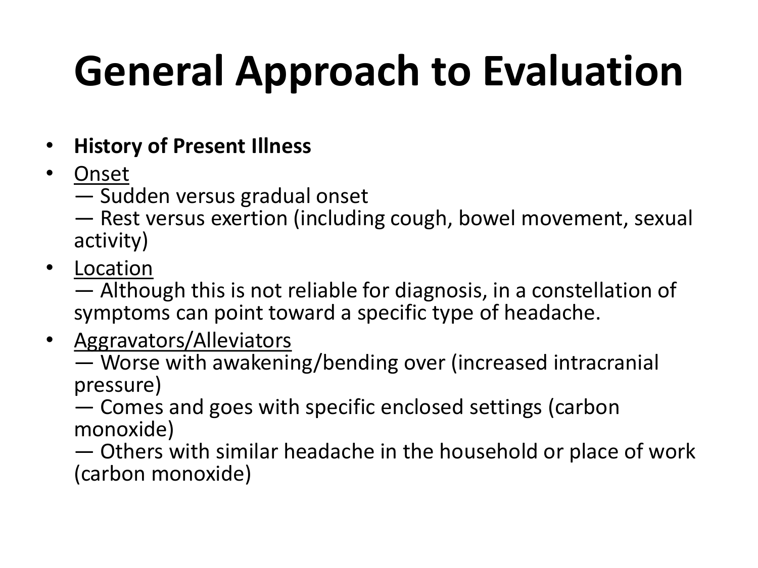# General Approach to Evaluation

- **History of Present Illness**
- Onset
  — Sudden versus gradual onset
  — Rest versus exertion (including cough, bowel movement, sexual activity)
- Location
  — Although this is not reliable for diagnosis, in a constellation of symptoms can point toward a specific type of headache.
- Aggravators/Alleviators
  — Worse with awakening/bending over (increased intracranial pressure)
  — Comes and goes with specific enclosed settings (carbon monoxide)
  — Others with similar headache in the household or place of work (carbon monoxide)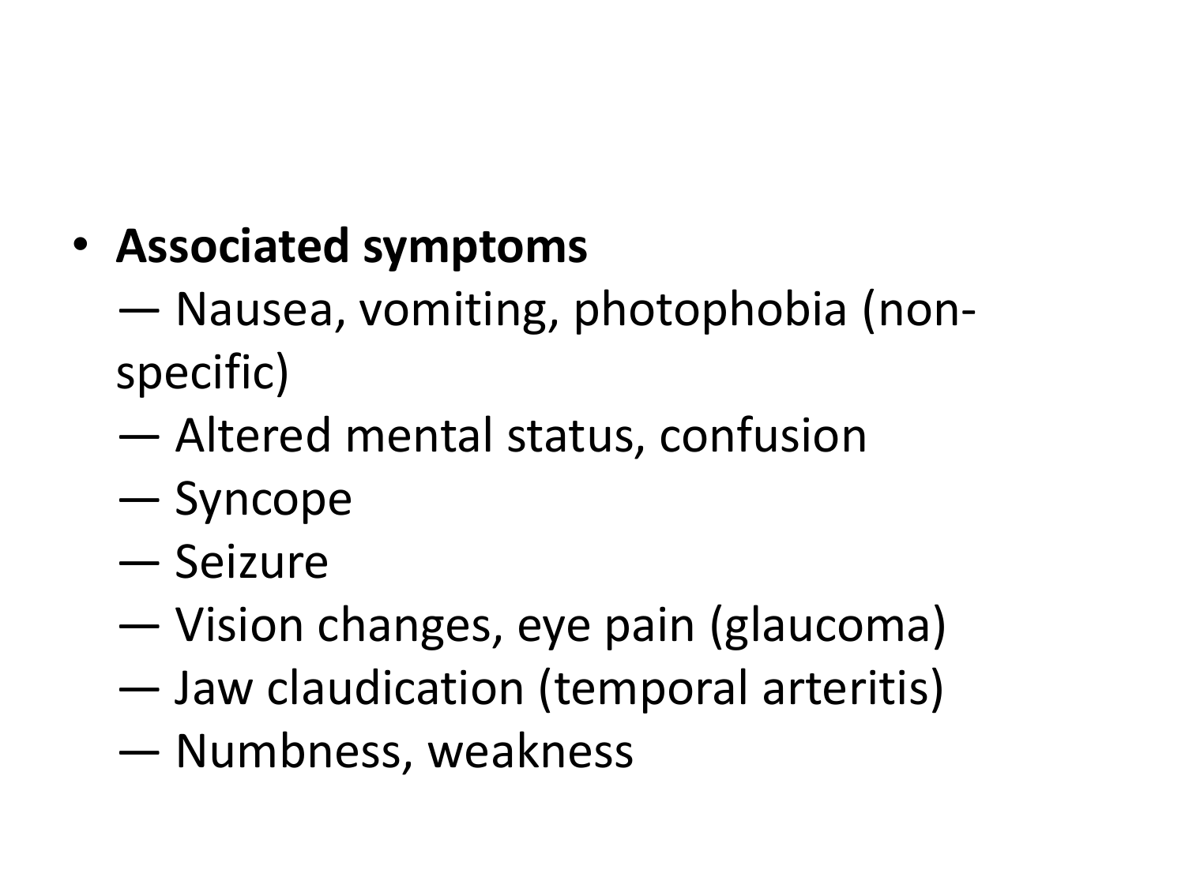- **Associated symptoms**
  — Nausea, vomiting, photophobia (non-specific)
  — Altered mental status, confusion
  — Syncope
  — Seizure
  — Vision changes, eye pain (glaucoma)
  — Jaw claudication (temporal arteritis)
  — Numbness, weakness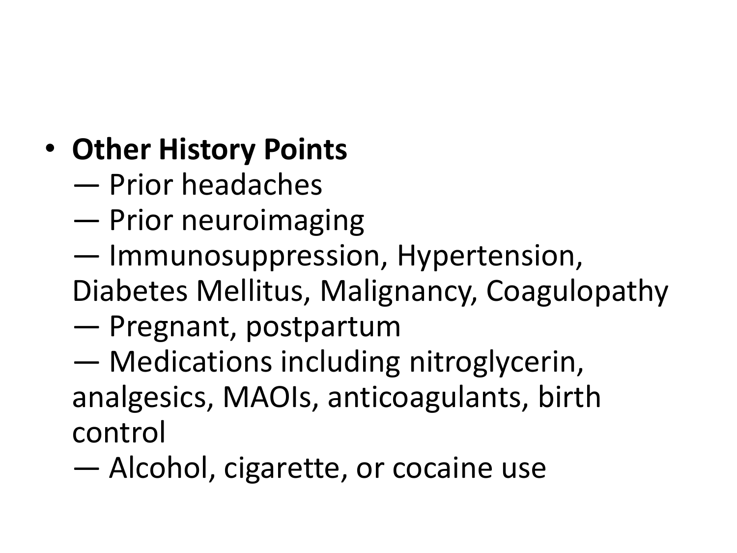- **Other History Points**
  - Prior headaches
  - Prior neuroimaging
  - Immunosuppression, Hypertension, Diabetes Mellitus, Malignancy, Coagulopathy
  - Pregnant, postpartum
  - Medications including nitroglycerin, analgesics, MAOIs, anticoagulants, birth control
  - Alcohol, cigarette, or cocaine use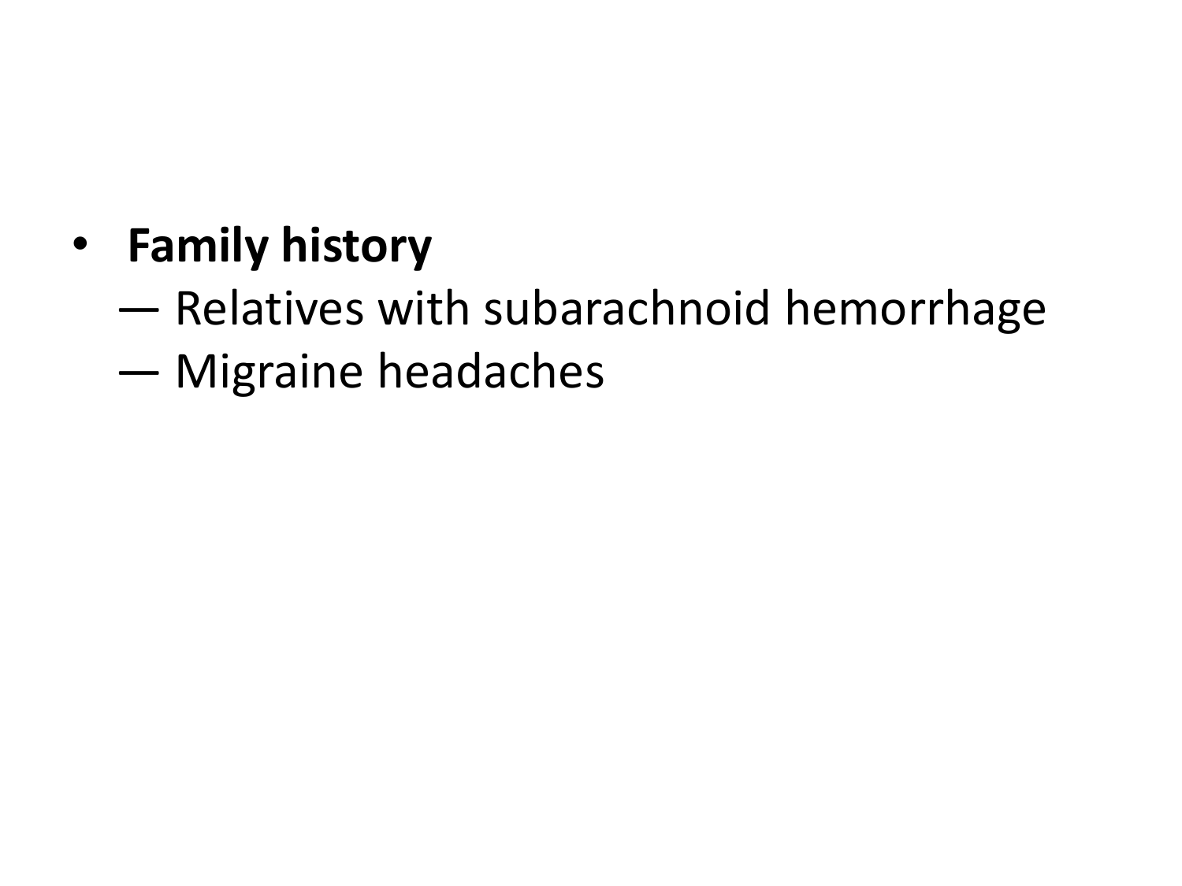- **Family history**
  — Relatives with subarachnoid hemorrhage
  — Migraine headaches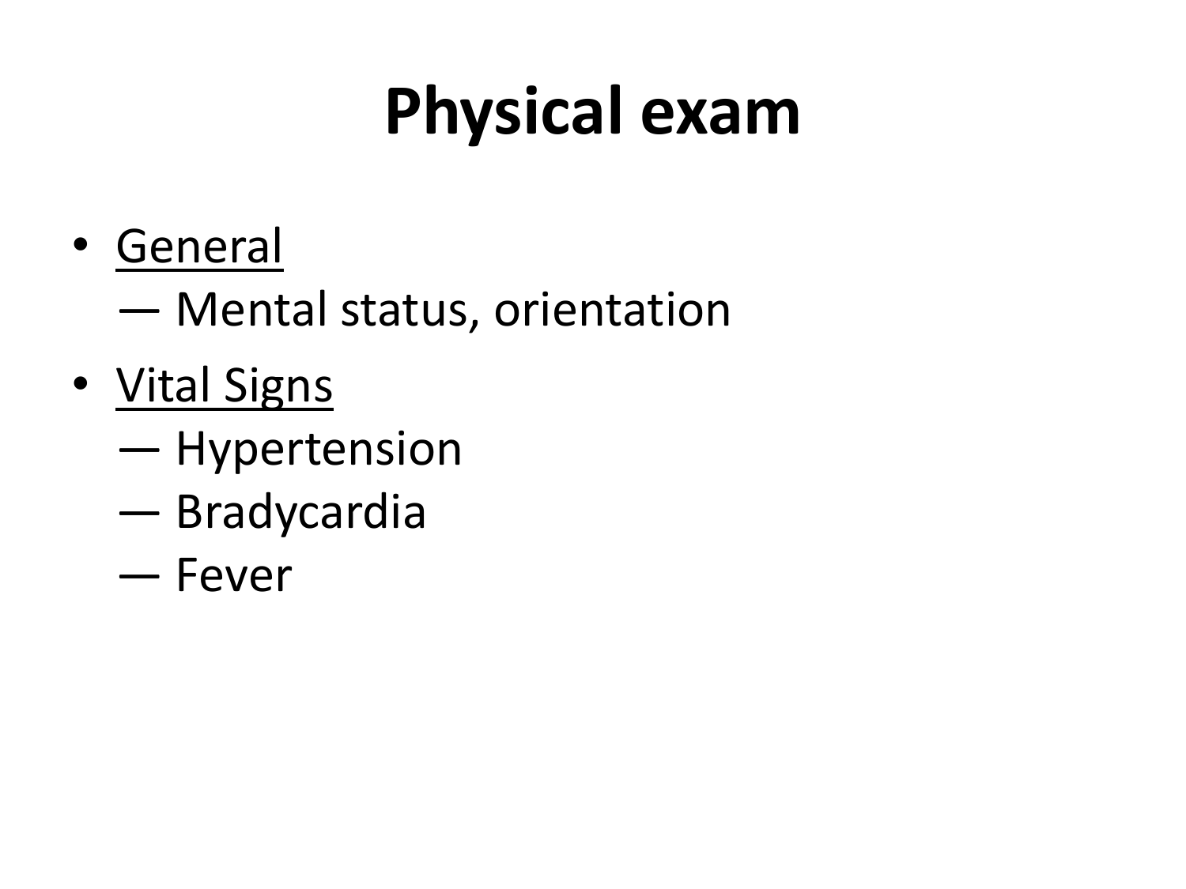# Physical exam

- General
  - Mental status, orientation
- Vital Signs
  - Hypertension
  - Bradycardia
  - Fever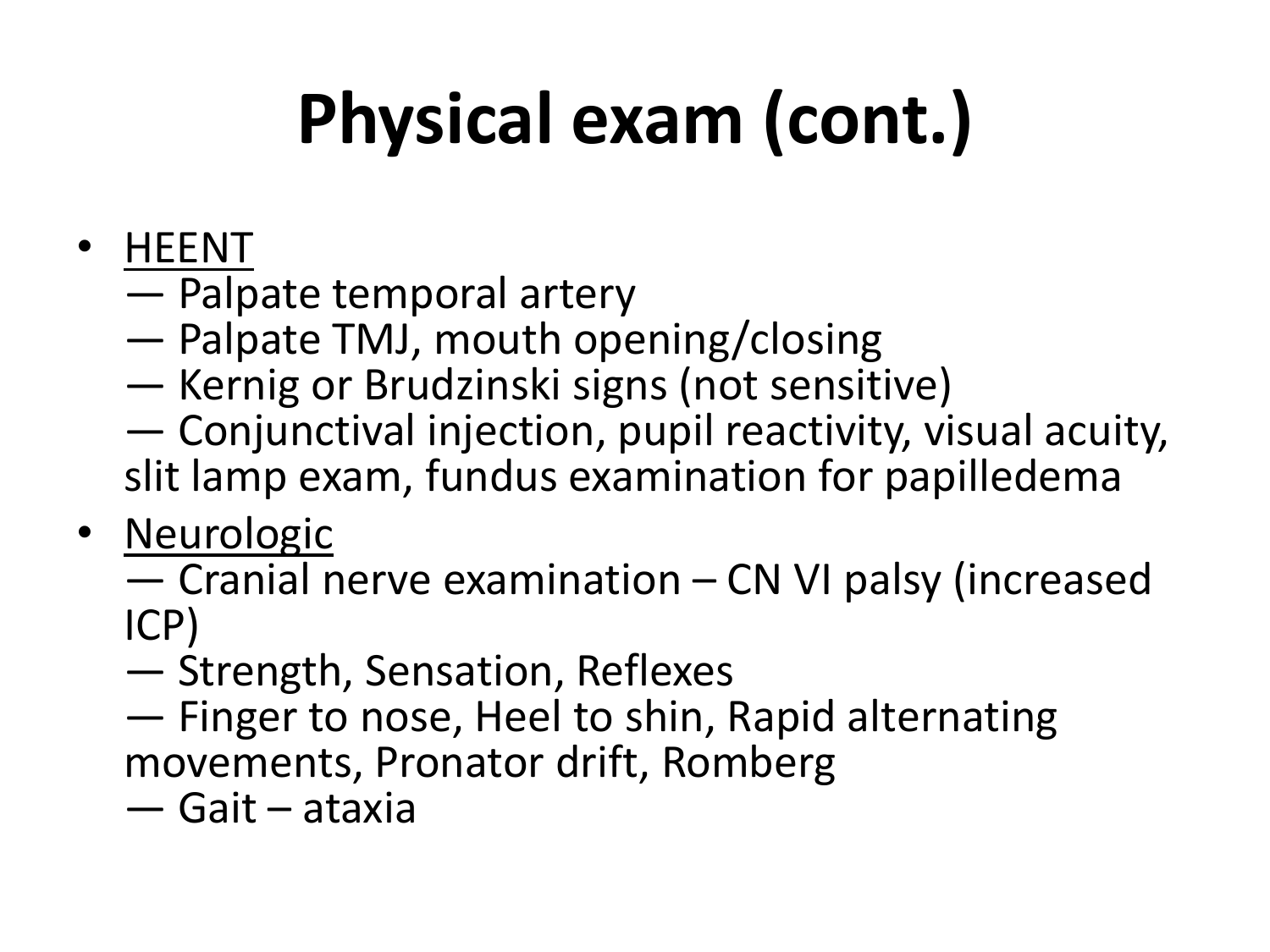# Physical exam (cont.)

- HEENT
  — Palpate temporal artery
  — Palpate TMJ, mouth opening/closing
  — Kernig or Brudzinski signs (not sensitive)
  — Conjunctival injection, pupil reactivity, visual acuity, slit lamp exam, fundus examination for papilledema
- Neurologic
  — Cranial nerve examination – CN VI palsy (increased ICP)
  — Strength, Sensation, Reflexes
  — Finger to nose, Heel to shin, Rapid alternating movements, Pronator drift, Romberg
  — Gait – ataxia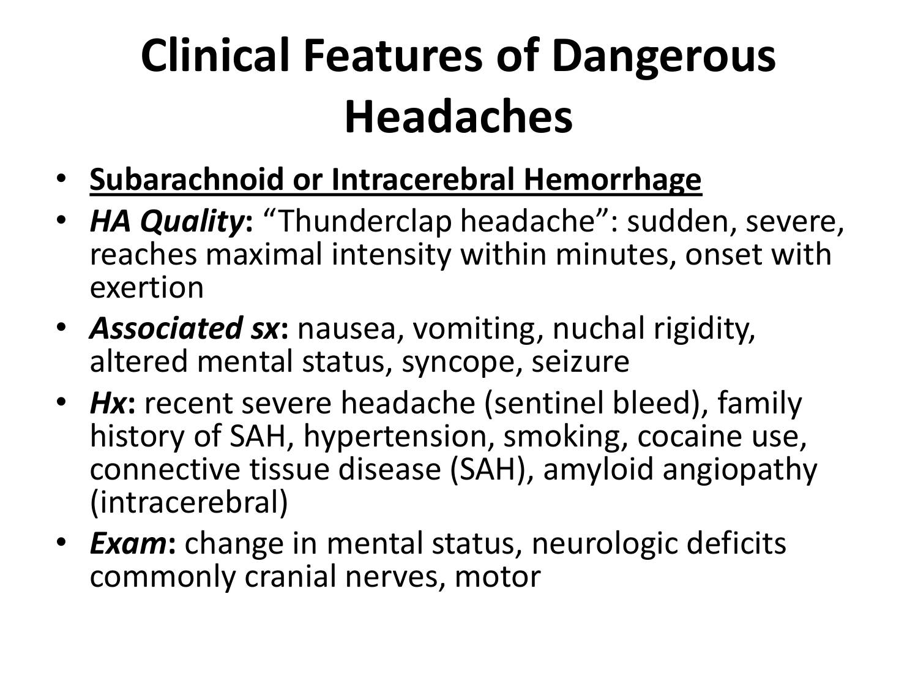# Clinical Features of Dangerous Headaches

- <u>**Subarachnoid or Intracerebral Hemorrhage**</u>
- ***HA Quality*****:** "Thunderclap headache": sudden, severe, reaches maximal intensity within minutes, onset with exertion
- ***Associated sx*****:** nausea, vomiting, nuchal rigidity, altered mental status, syncope, seizure
- ***Hx*****:** recent severe headache (sentinel bleed), family history of SAH, hypertension, smoking, cocaine use, connective tissue disease (SAH), amyloid angiopathy (intracerebral)
- ***Exam*****:** change in mental status, neurologic deficits commonly cranial nerves, motor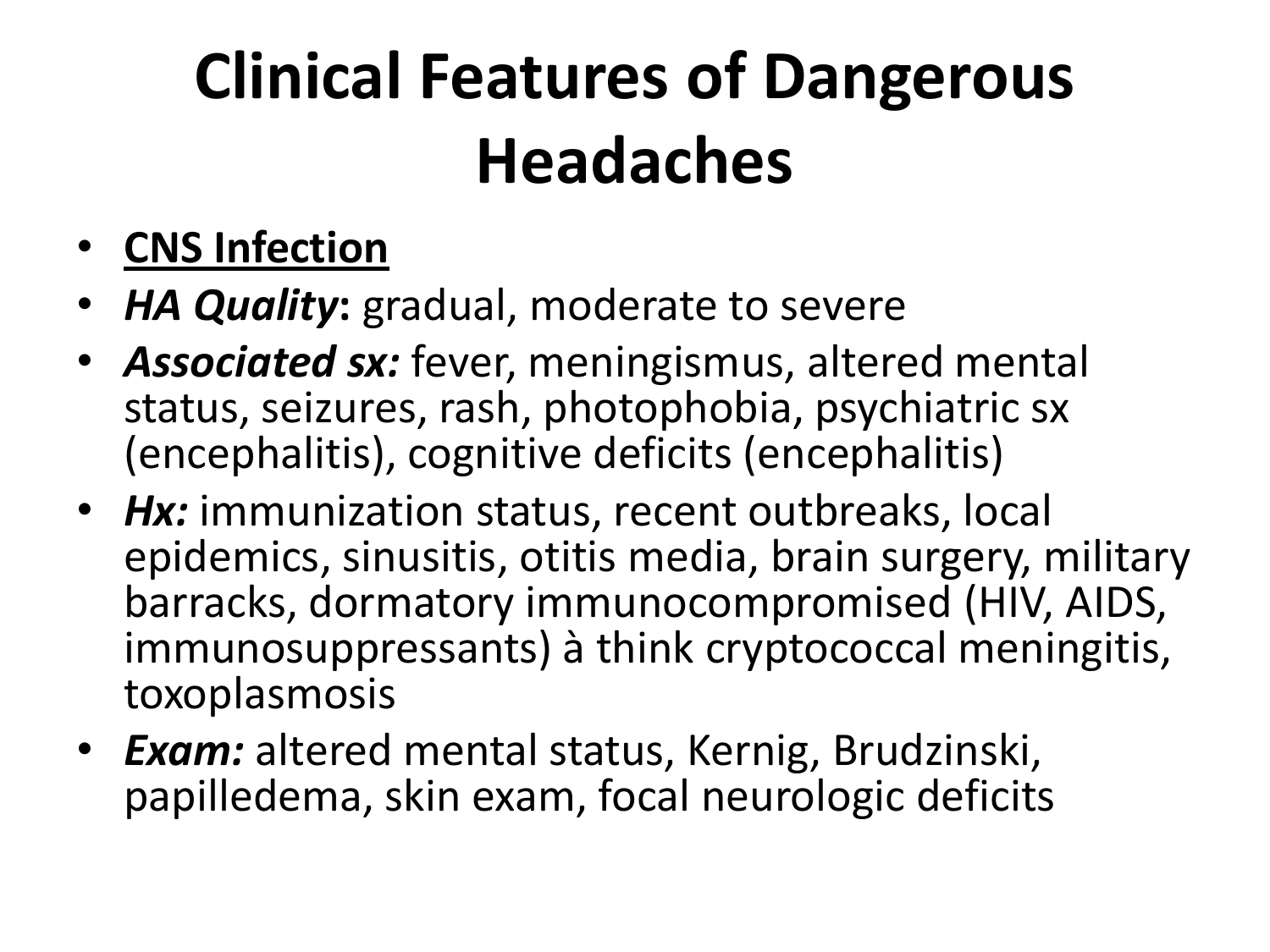# Clinical Features of Dangerous Headaches

- <u>**CNS Infection**</u>
- ***HA Quality*****:** gradual, moderate to severe
- ***Associated sx:*** fever, meningismus, altered mental status, seizures, rash, photophobia, psychiatric sx (encephalitis), cognitive deficits (encephalitis)
- ***Hx:*** immunization status, recent outbreaks, local epidemics, sinusitis, otitis media, brain surgery, military barracks, dormatory immunocompromised (HIV, AIDS, immunosuppressants) à think cryptococcal meningitis, toxoplasmosis
- ***Exam:*** altered mental status, Kernig, Brudzinski, papilledema, skin exam, focal neurologic deficits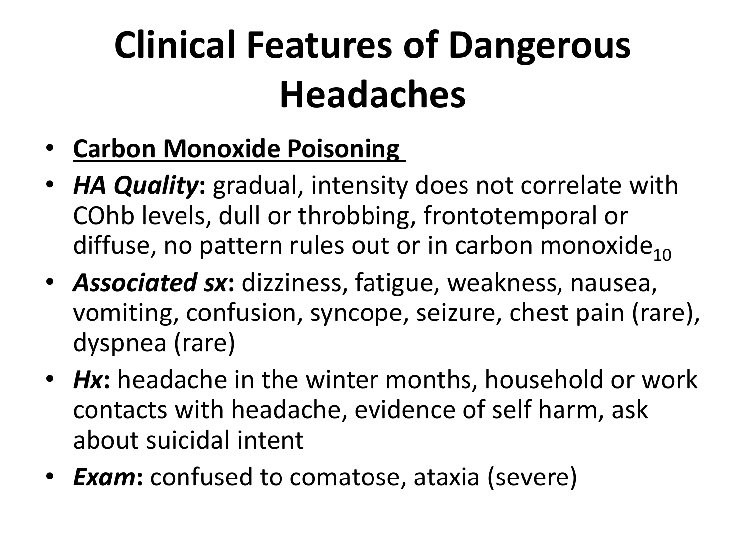# Clinical Features of Dangerous Headaches

- **Carbon Monoxide Poisoning**
- ***HA Quality*:** gradual, intensity does not correlate with COhb levels, dull or throbbing, frontotemporal or diffuse, no pattern rules out or in carbon monoxide[10]
- ***Associated sx*:** dizziness, fatigue, weakness, nausea, vomiting, confusion, syncope, seizure, chest pain (rare), dyspnea (rare)
- ***Hx*:** headache in the winter months, household or work contacts with headache, evidence of self harm, ask about suicidal intent
- ***Exam*:** confused to comatose, ataxia (severe)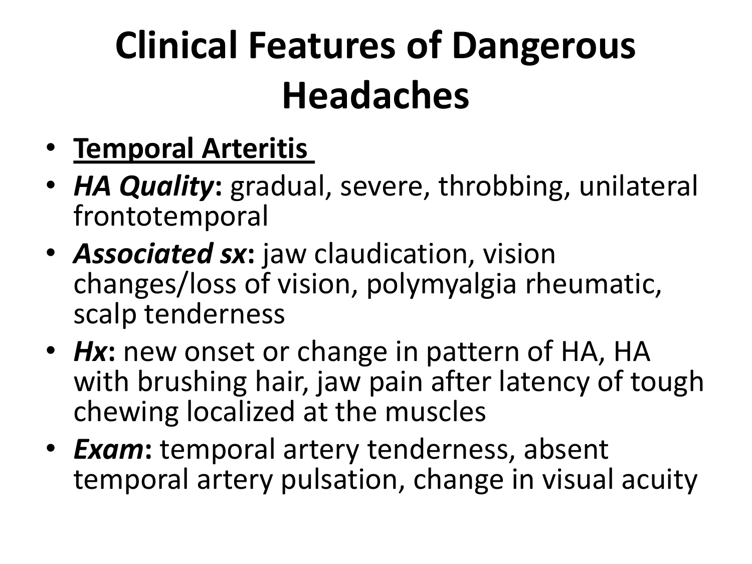# Clinical Features of Dangerous Headaches

- <u>**Temporal Arteritis**</u>
- ***HA Quality*:** gradual, severe, throbbing, unilateral frontotemporal
- ***Associated sx*:** jaw claudication, vision changes/loss of vision, polymyalgia rheumatic, scalp tenderness
- ***Hx*:** new onset or change in pattern of HA, HA with brushing hair, jaw pain after latency of tough chewing localized at the muscles
- ***Exam*:** temporal artery tenderness, absent temporal artery pulsation, change in visual acuity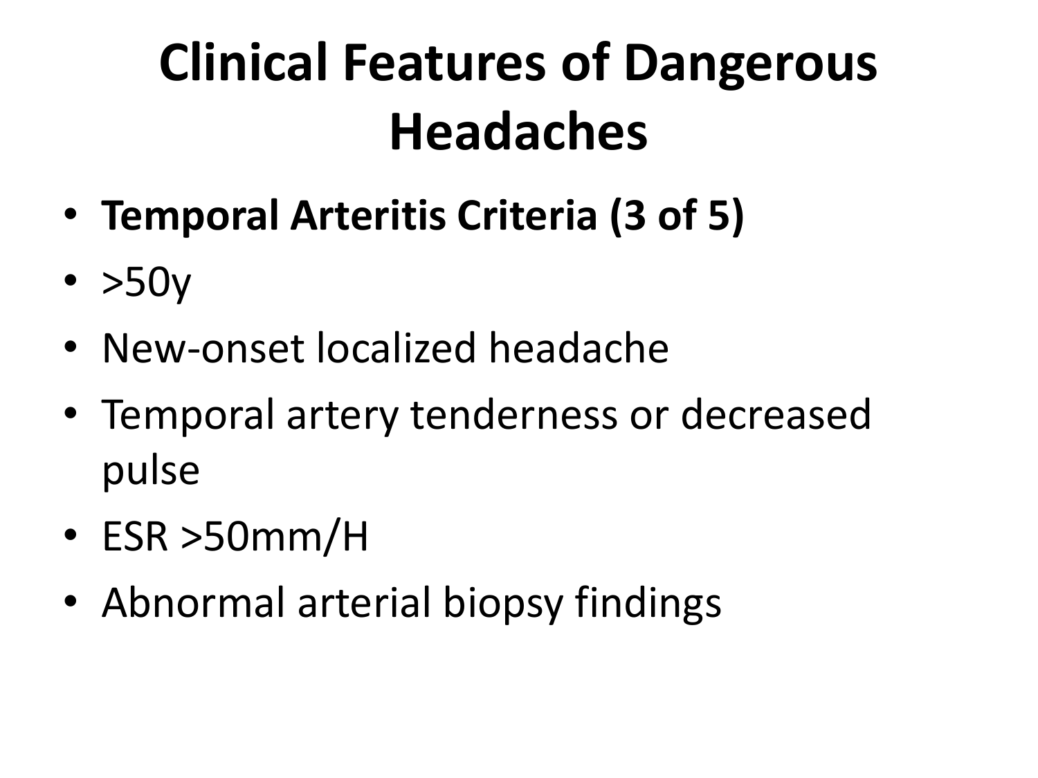# Clinical Features of Dangerous Headaches

- **Temporal Arteritis Criteria (3 of 5)**
- >50y
- New-onset localized headache
- Temporal artery tenderness or decreased pulse
- ESR >50mm/H
- Abnormal arterial biopsy findings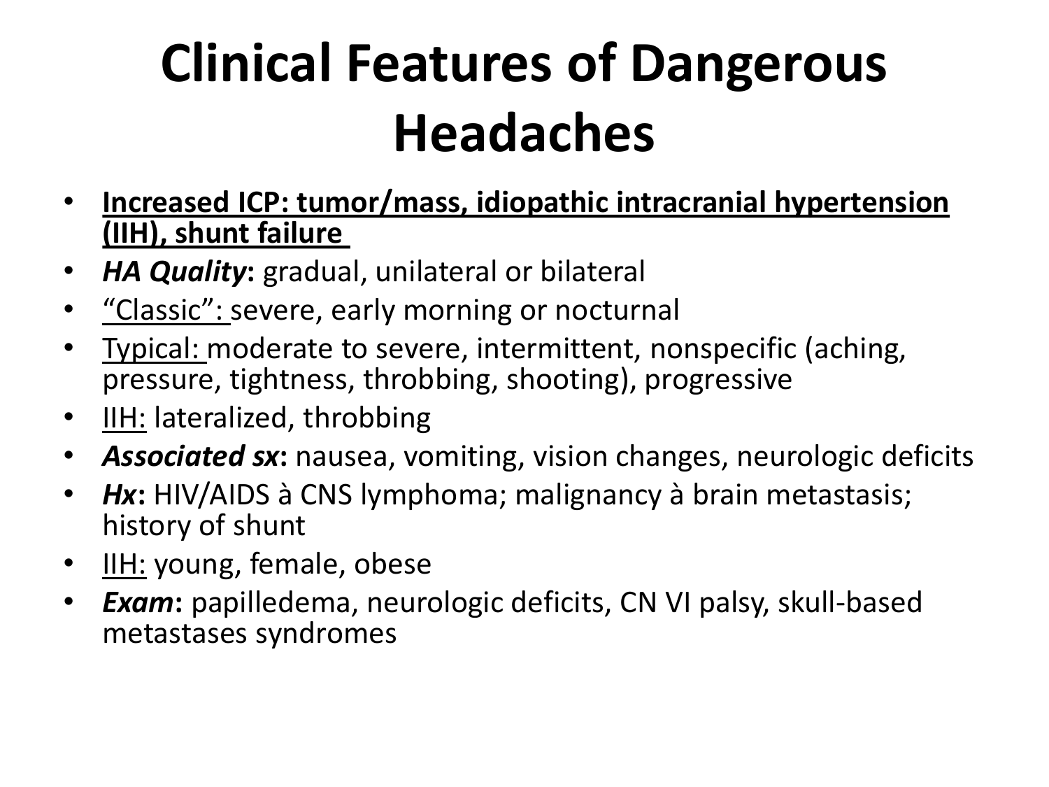# Clinical Features of Dangerous Headaches

- **Increased ICP: tumor/mass, idiopathic intracranial hypertension (IIH), shunt failure**
- ***HA Quality*:** gradual, unilateral or bilateral
- "Classic": severe, early morning or nocturnal
- Typical: moderate to severe, intermittent, nonspecific (aching, pressure, tightness, throbbing, shooting), progressive
- IIH: lateralized, throbbing
- ***Associated sx*:** nausea, vomiting, vision changes, neurologic deficits
- ***Hx*:** HIV/AIDS à CNS lymphoma; malignancy à brain metastasis; history of shunt
- IIH: young, female, obese
- ***Exam*:** papilledema, neurologic deficits, CN VI palsy, skull-based metastases syndromes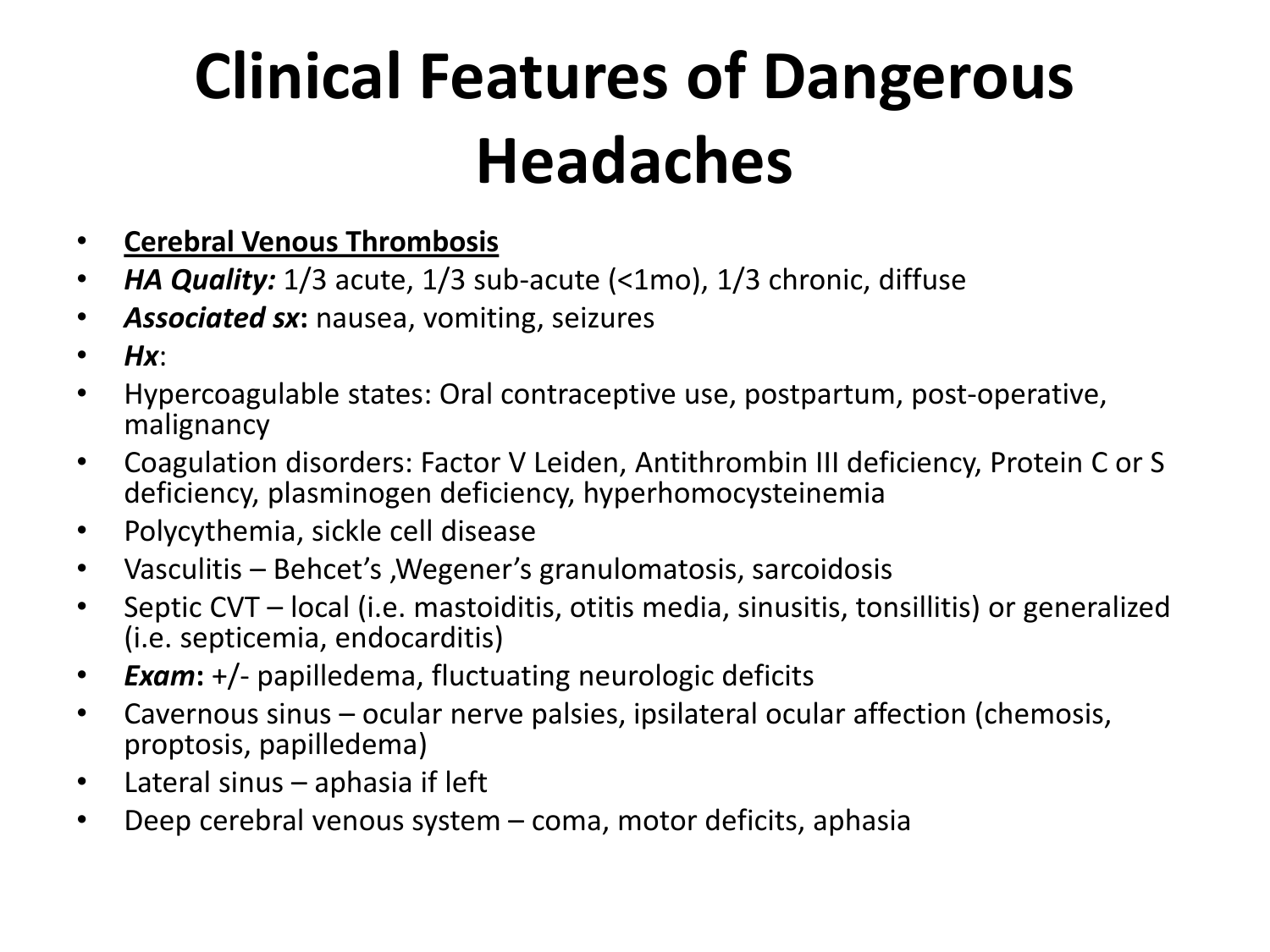# Clinical Features of Dangerous Headaches

- **Cerebral Venous Thrombosis**
- ***HA Quality:*** 1/3 acute, 1/3 sub-acute (<1mo), 1/3 chronic, diffuse
- ***Associated sx*:** nausea, vomiting, seizures
- ***Hx***:
- Hypercoagulable states: Oral contraceptive use, postpartum, post-operative, malignancy
- Coagulation disorders: Factor V Leiden, Antithrombin III deficiency, Protein C or S deficiency, plasminogen deficiency, hyperhomocysteinemia
- Polycythemia, sickle cell disease
- Vasculitis – Behcet's ,Wegener's granulomatosis, sarcoidosis
- Septic CVT – local (i.e. mastoiditis, otitis media, sinusitis, tonsillitis) or generalized (i.e. septicemia, endocarditis)
- ***Exam*:** +/- papilledema, fluctuating neurologic deficits
- Cavernous sinus – ocular nerve palsies, ipsilateral ocular affection (chemosis, proptosis, papilledema)
- Lateral sinus – aphasia if left
- Deep cerebral venous system – coma, motor deficits, aphasia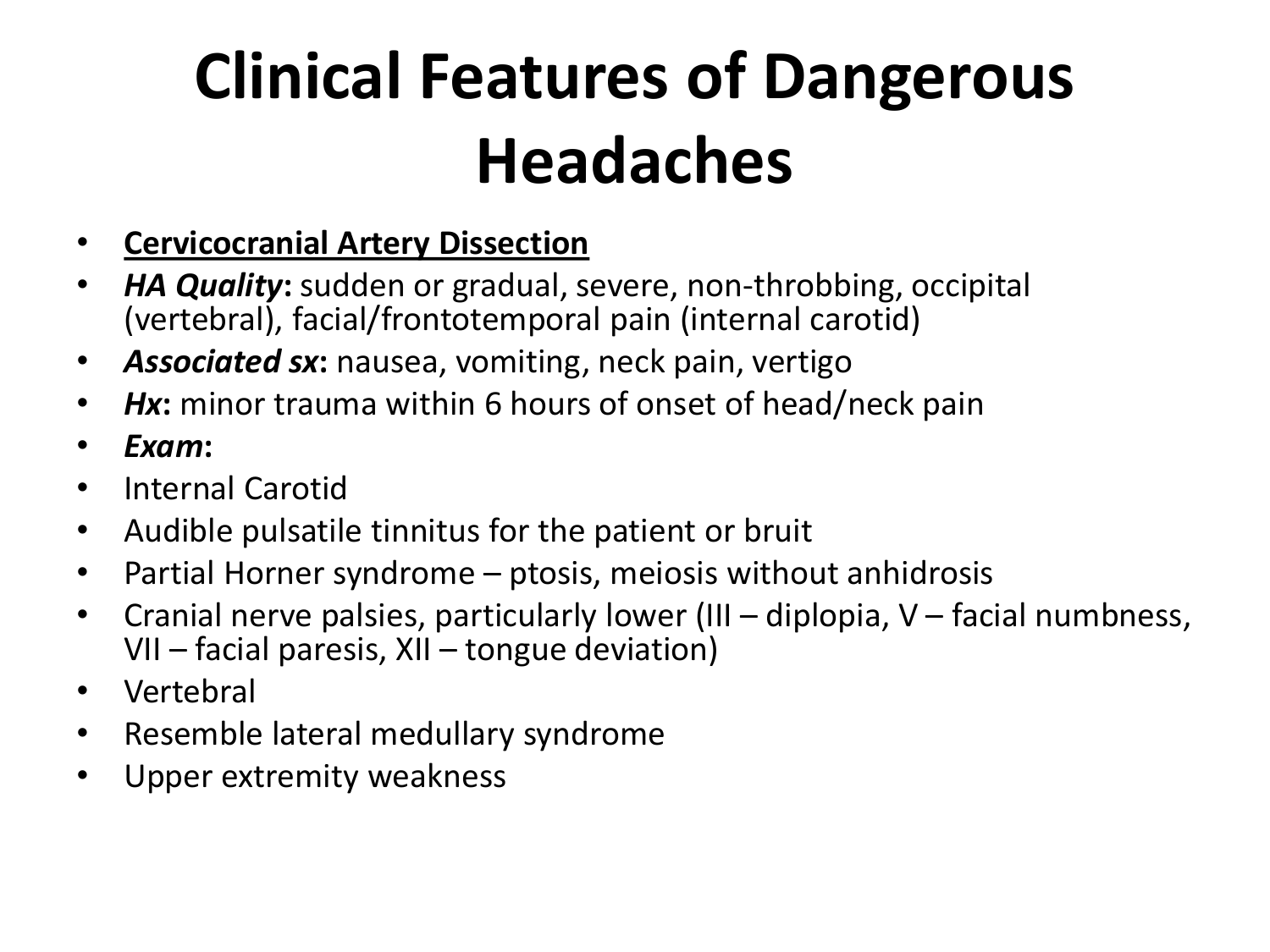# Clinical Features of Dangerous Headaches

- <u>**Cervicocranial Artery Dissection**</u>
- ***HA Quality*****:** sudden or gradual, severe, non-throbbing, occipital (vertebral), facial/frontotemporal pain (internal carotid)
- ***Associated sx*****:** nausea, vomiting, neck pain, vertigo
- ***Hx*****:** minor trauma within 6 hours of onset of head/neck pain
- ***Exam*****:**
- Internal Carotid
- Audible pulsatile tinnitus for the patient or bruit
- Partial Horner syndrome – ptosis, meiosis without anhidrosis
- Cranial nerve palsies, particularly lower (III – diplopia, V – facial numbness, VII – facial paresis, XII – tongue deviation)
- Vertebral
- Resemble lateral medullary syndrome
- Upper extremity weakness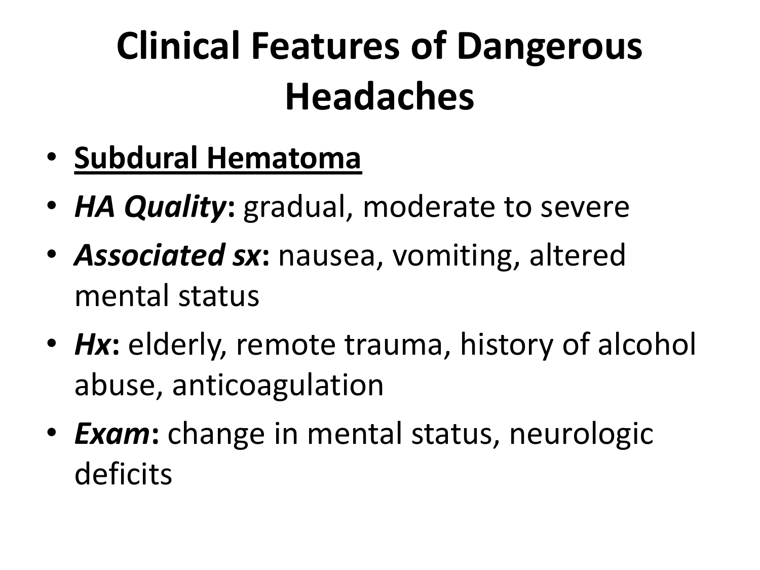# Clinical Features of Dangerous Headaches

- **Subdural Hematoma**
- ***HA Quality*****:** gradual, moderate to severe
- ***Associated sx*****:** nausea, vomiting, altered mental status
- ***Hx*****:** elderly, remote trauma, history of alcohol abuse, anticoagulation
- ***Exam*****:** change in mental status, neurologic deficits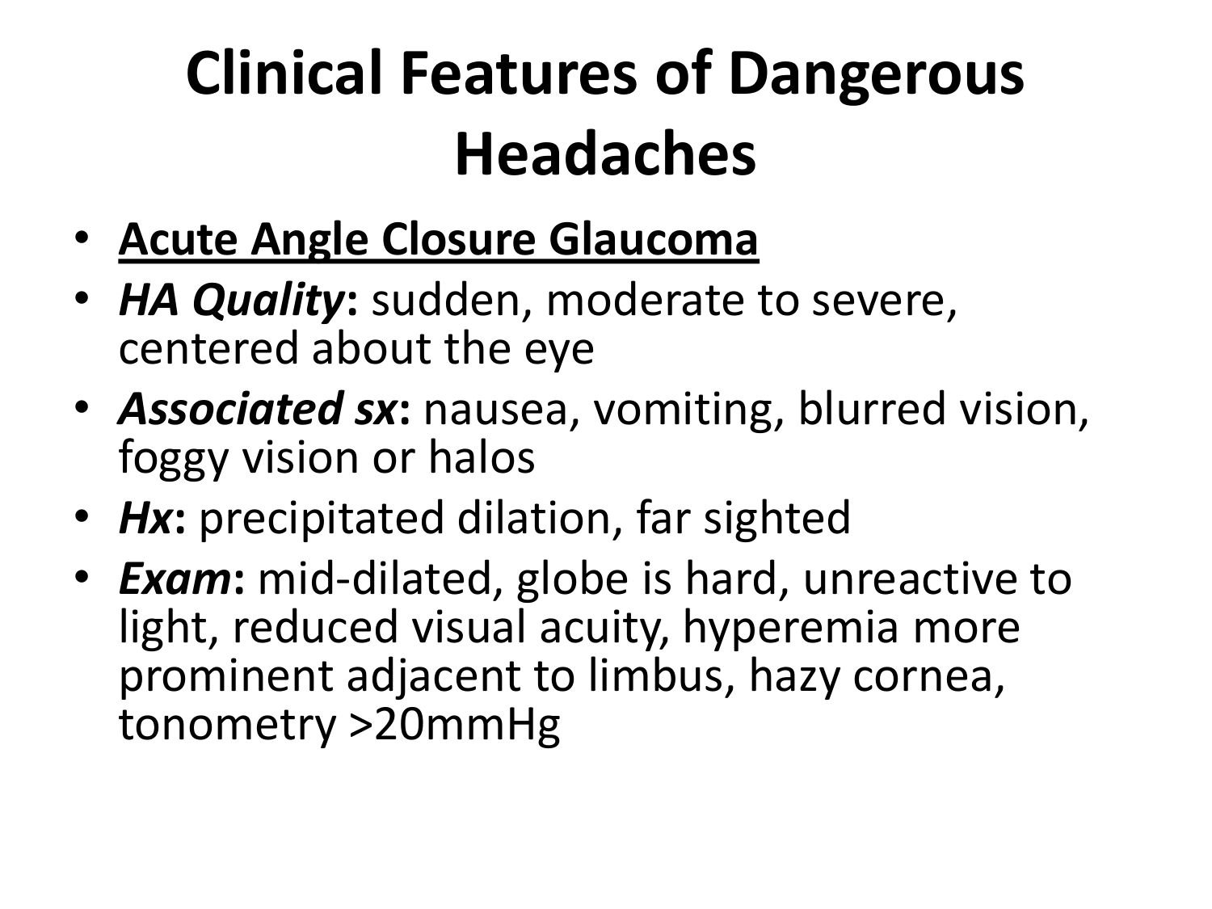# Clinical Features of Dangerous Headaches

- **Acute Angle Closure Glaucoma**
- ***HA Quality*****:** sudden, moderate to severe, centered about the eye
- ***Associated sx*****:** nausea, vomiting, blurred vision, foggy vision or halos
- ***Hx*****:** precipitated dilation, far sighted
- ***Exam*****:** mid-dilated, globe is hard, unreactive to light, reduced visual acuity, hyperemia more prominent adjacent to limbus, hazy cornea, tonometry >20mmHg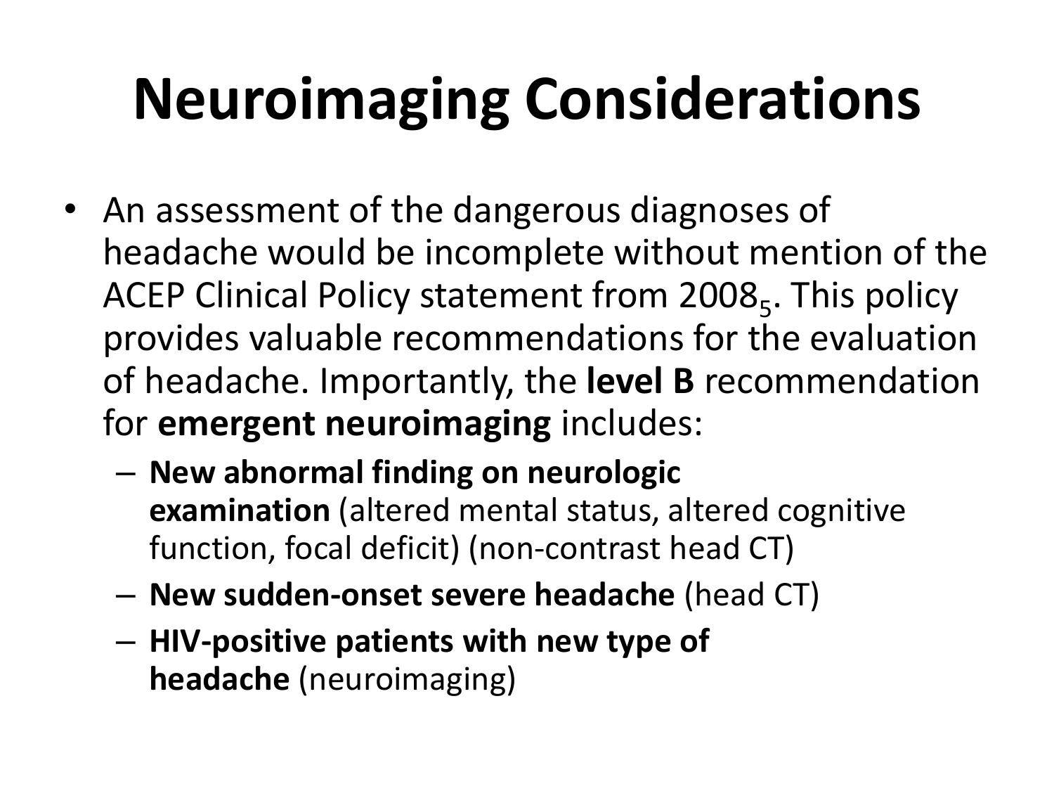# Neuroimaging Considerations

- An assessment of the dangerous diagnoses of headache would be incomplete without mention of the ACEP Clinical Policy statement from 2008[5]. This policy provides valuable recommendations for the evaluation of headache. Importantly, the **level B** recommendation for **emergent neuroimaging** includes:
  - **New abnormal finding on neurologic examination** (altered mental status, altered cognitive function, focal deficit) (non-contrast head CT)
  - **New sudden-onset severe headache** (head CT)
  - **HIV-positive patients with new type of headache** (neuroimaging)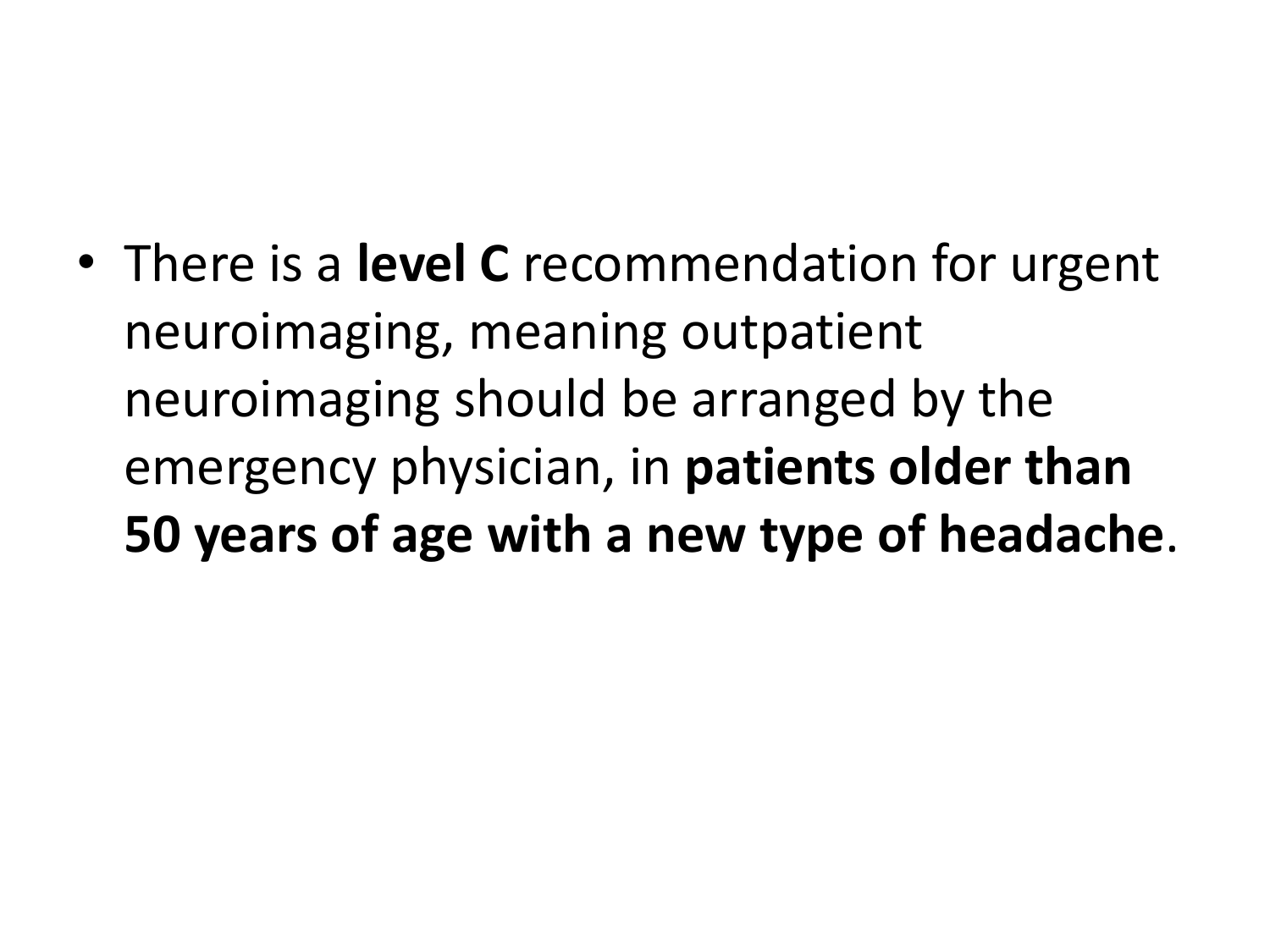- There is a **level C** recommendation for urgent neuroimaging, meaning outpatient neuroimaging should be arranged by the emergency physician, in **patients older than 50 years of age with a new type of headache**.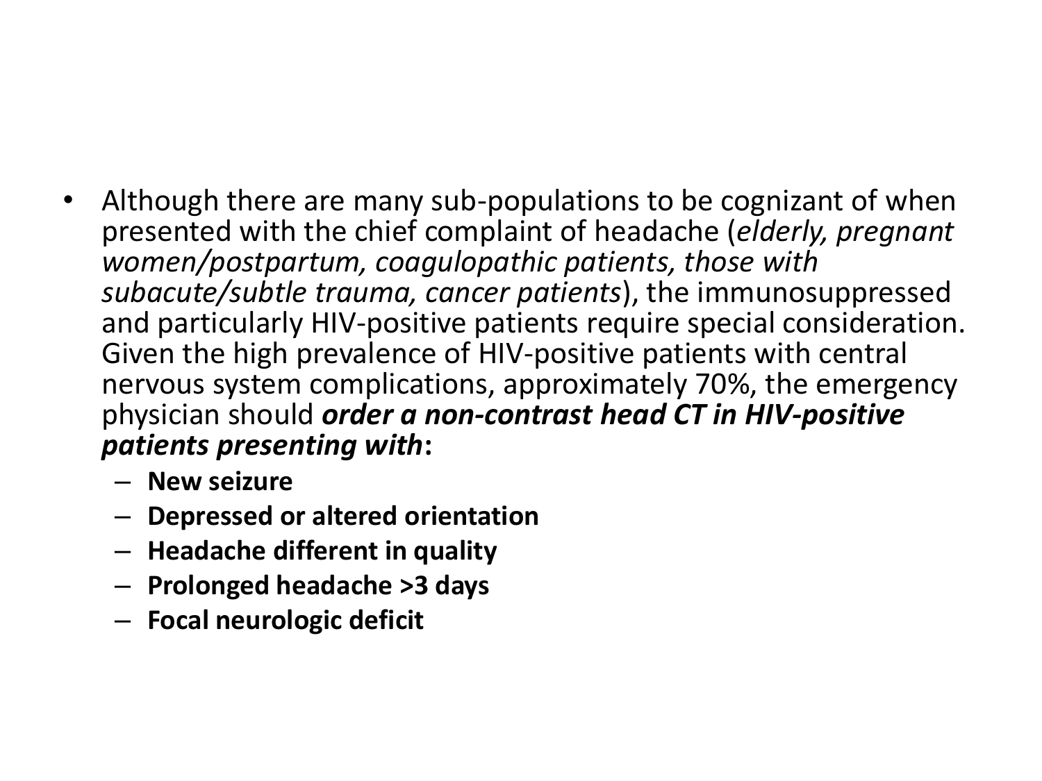- Although there are many sub-populations to be cognizant of when presented with the chief complaint of headache (*elderly, pregnant women/postpartum, coagulopathic patients, those with subacute/subtle trauma, cancer patients*), the immunosuppressed and particularly HIV-positive patients require special consideration. Given the high prevalence of HIV-positive patients with central nervous system complications, approximately 70%, the emergency physician should ***order a non-contrast head CT in HIV-positive patients presenting with*****:**
  - **New seizure**
  - **Depressed or altered orientation**
  - **Headache different in quality**
  - **Prolonged headache >3 days**
  - **Focal neurologic deficit**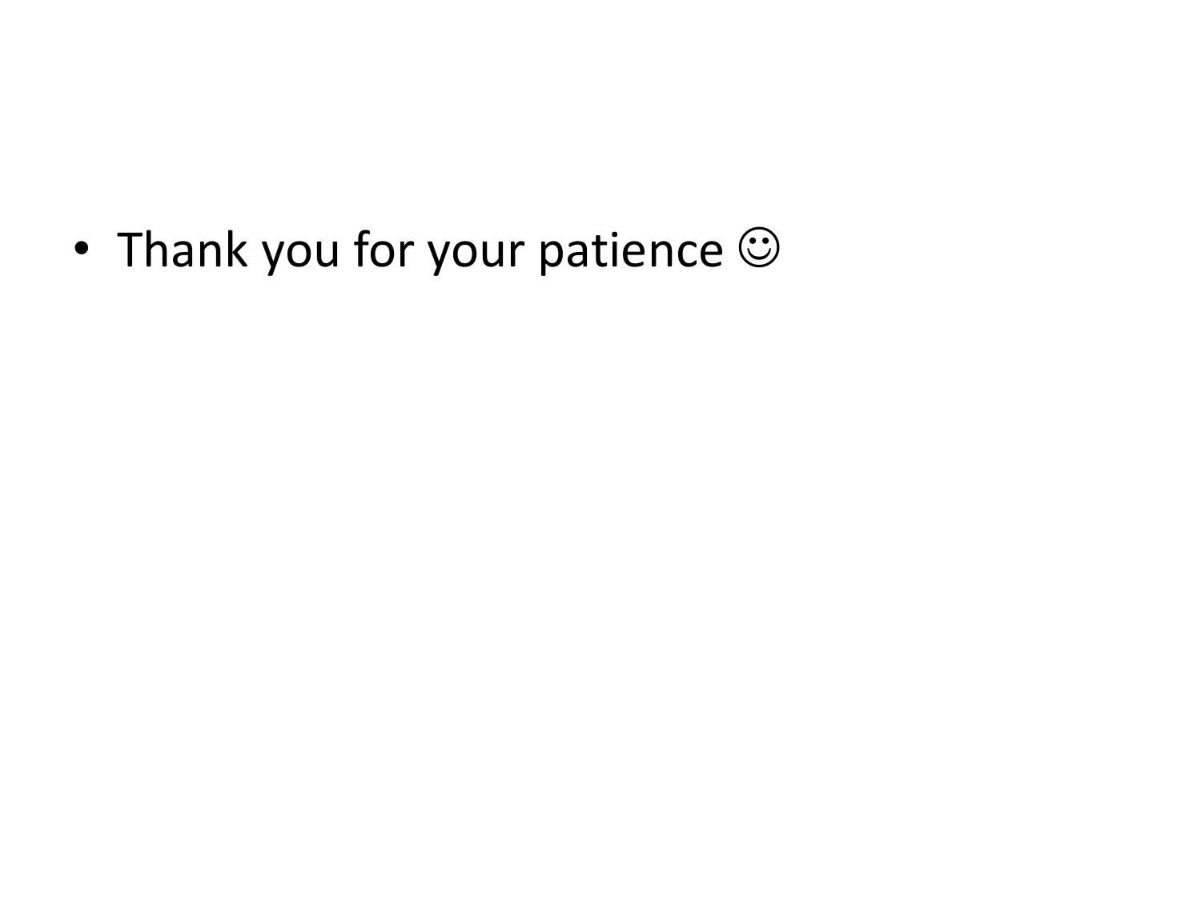- Thank you for your patience ☺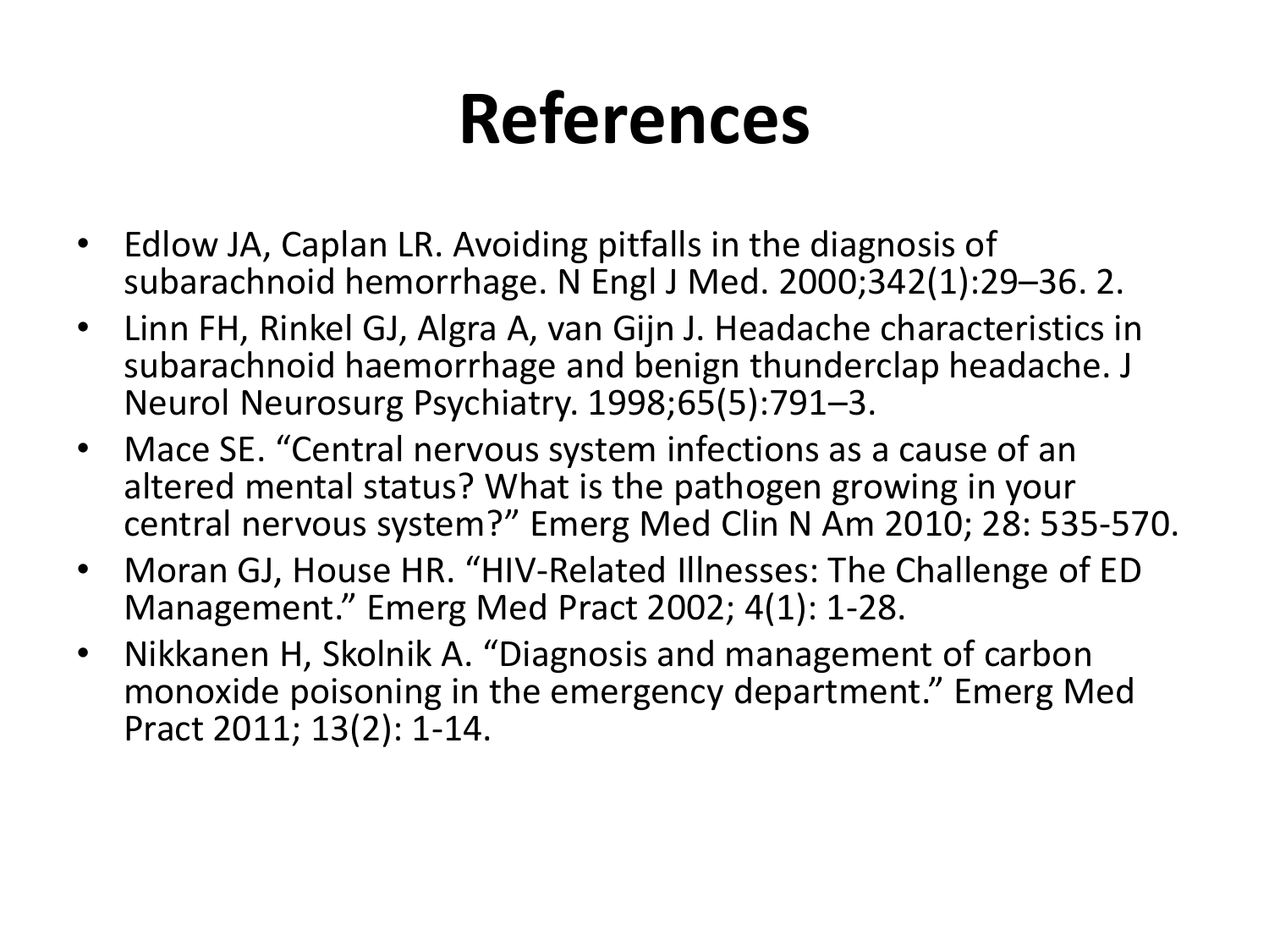# References

- Edlow JA, Caplan LR. Avoiding pitfalls in the diagnosis of subarachnoid hemorrhage. N Engl J Med. 2000;342(1):29–36. 2.
- Linn FH, Rinkel GJ, Algra A, van Gijn J. Headache characteristics in subarachnoid haemorrhage and benign thunderclap headache. J Neurol Neurosurg Psychiatry. 1998;65(5):791–3.
- Mace SE. "Central nervous system infections as a cause of an altered mental status? What is the pathogen growing in your central nervous system?" Emerg Med Clin N Am 2010; 28: 535-570.
- Moran GJ, House HR. "HIV-Related Illnesses: The Challenge of ED Management." Emerg Med Pract 2002; 4(1): 1-28.
- Nikkanen H, Skolnik A. "Diagnosis and management of carbon monoxide poisoning in the emergency department." Emerg Med Pract 2011; 13(2): 1-14.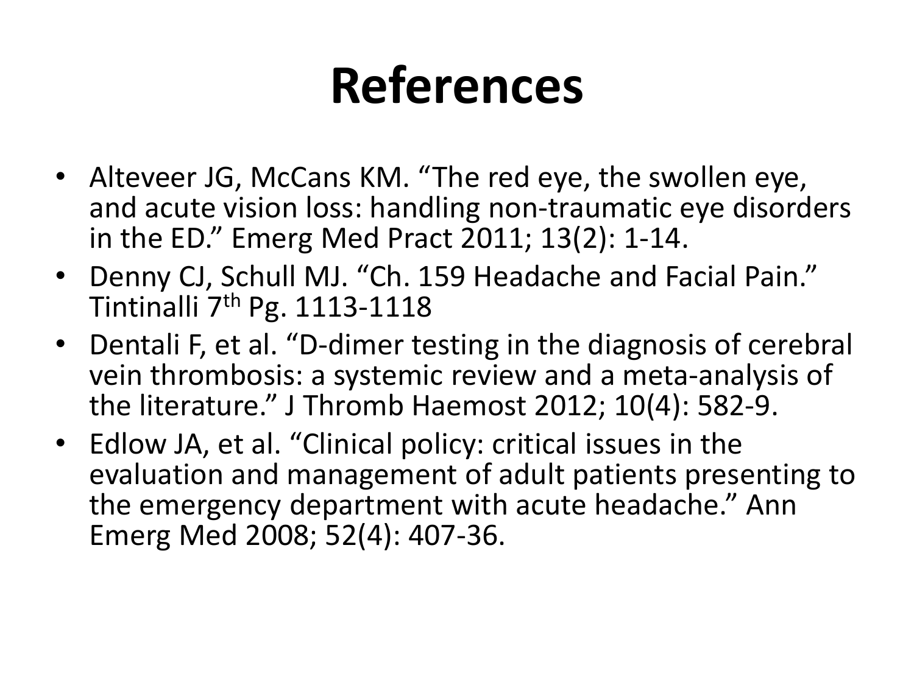# References

- Alteveer JG, McCans KM. “The red eye, the swollen eye, and acute vision loss: handling non-traumatic eye disorders in the ED.” Emerg Med Pract 2011; 13(2): 1-14.
- Denny CJ, Schull MJ. “Ch. 159 Headache and Facial Pain.” Tintinalli 7th Pg. 1113-1118
- Dentali F, et al. “D-dimer testing in the diagnosis of cerebral vein thrombosis: a systemic review and a meta-analysis of the literature.” J Thromb Haemost 2012; 10(4): 582-9.
- Edlow JA, et al. “Clinical policy: critical issues in the evaluation and management of adult patients presenting to the emergency department with acute headache.” Ann Emerg Med 2008; 52(4): 407-36.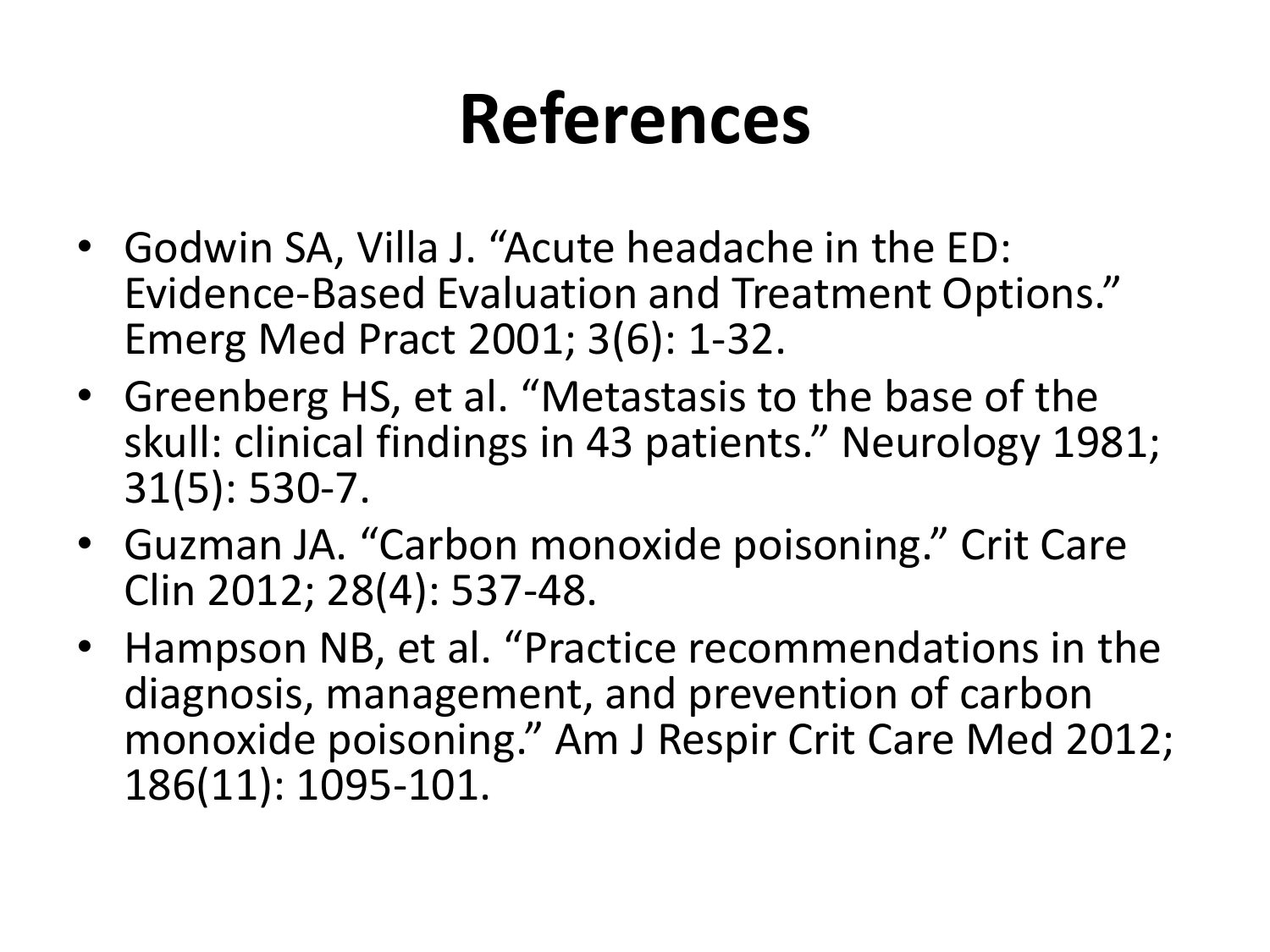# References

- Godwin SA, Villa J. "Acute headache in the ED: Evidence-Based Evaluation and Treatment Options." Emerg Med Pract 2001; 3(6): 1-32.
- Greenberg HS, et al. "Metastasis to the base of the skull: clinical findings in 43 patients." Neurology 1981; 31(5): 530-7.
- Guzman JA. "Carbon monoxide poisoning." Crit Care Clin 2012; 28(4): 537-48.
- Hampson NB, et al. "Practice recommendations in the diagnosis, management, and prevention of carbon monoxide poisoning." Am J Respir Crit Care Med 2012; 186(11): 1095-101.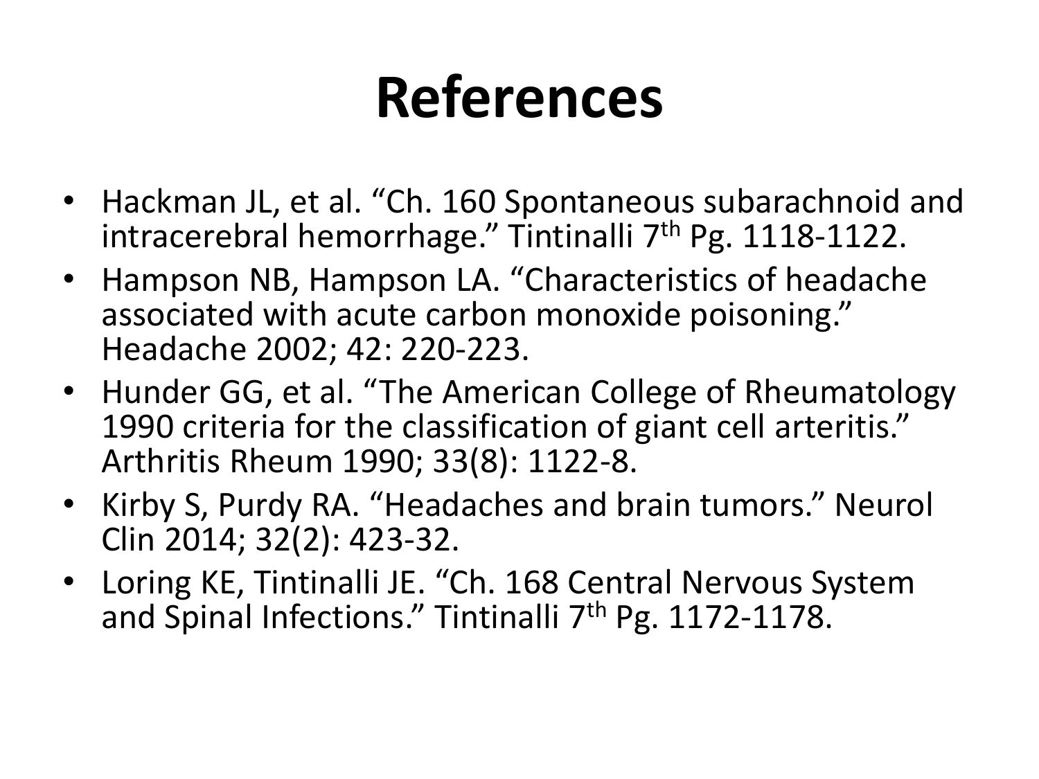# References

- Hackman JL, et al. “Ch. 160 Spontaneous subarachnoid and intracerebral hemorrhage.” Tintinalli 7$^{th}$ Pg. 1118-1122.
- Hampson NB, Hampson LA. “Characteristics of headache associated with acute carbon monoxide poisoning.” Headache 2002; 42: 220-223.
- Hunder GG, et al. “The American College of Rheumatology 1990 criteria for the classification of giant cell arteritis.” Arthritis Rheum 1990; 33(8): 1122-8.
- Kirby S, Purdy RA. “Headaches and brain tumors.” Neurol Clin 2014; 32(2): 423-32.
- Loring KE, Tintinalli JE. “Ch. 168 Central Nervous System and Spinal Infections.” Tintinalli 7$^{th}$ Pg. 1172-1178.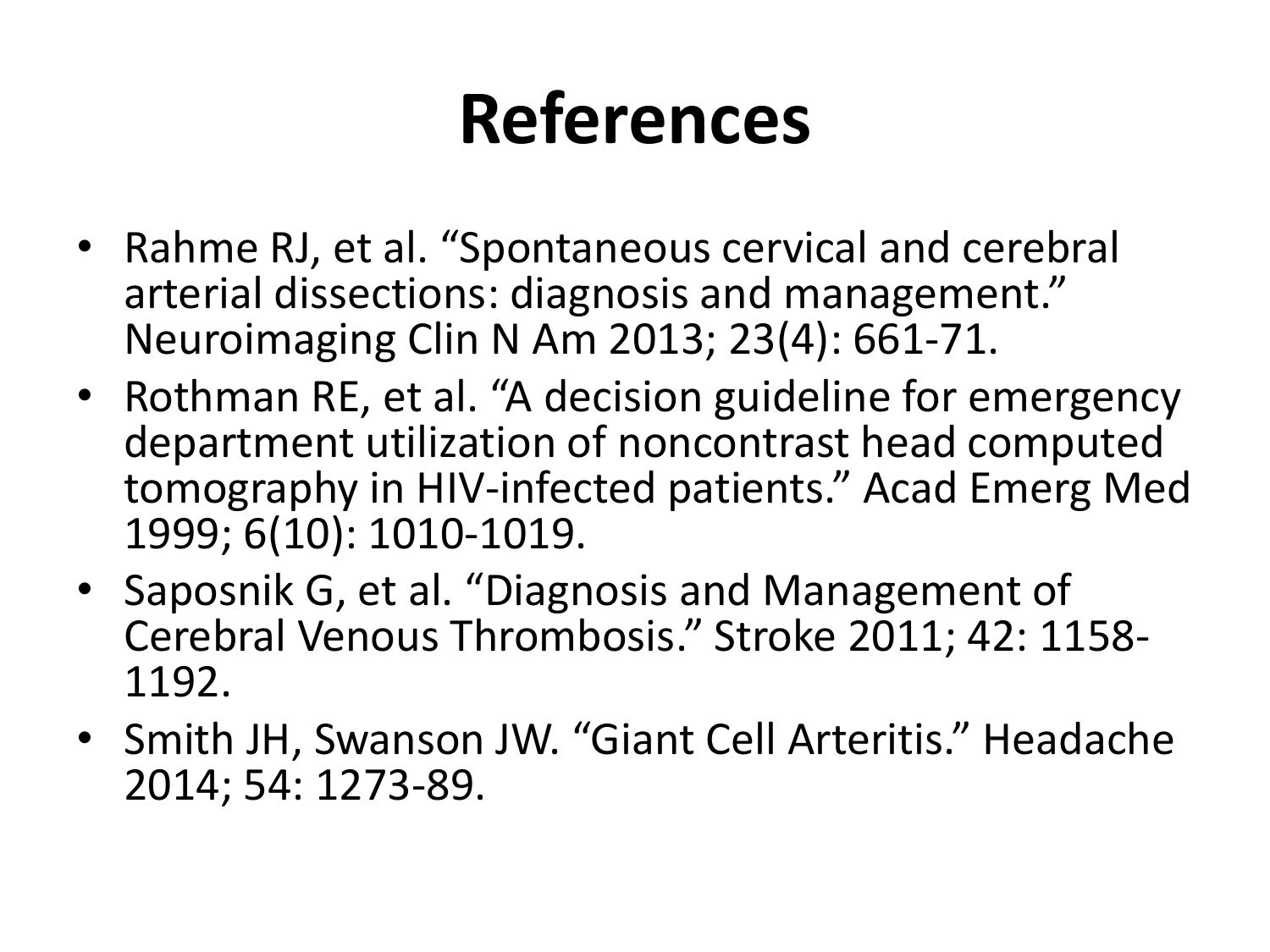# References

- Rahme RJ, et al. “Spontaneous cervical and cerebral arterial dissections: diagnosis and management.” Neuroimaging Clin N Am 2013; 23(4): 661-71.
- Rothman RE, et al. “A decision guideline for emergency department utilization of noncontrast head computed tomography in HIV-infected patients.” Acad Emerg Med 1999; 6(10): 1010-1019.
- Saposnik G, et al. “Diagnosis and Management of Cerebral Venous Thrombosis.” Stroke 2011; 42: 1158-1192.
- Smith JH, Swanson JW. “Giant Cell Arteritis.” Headache 2014; 54: 1273-89.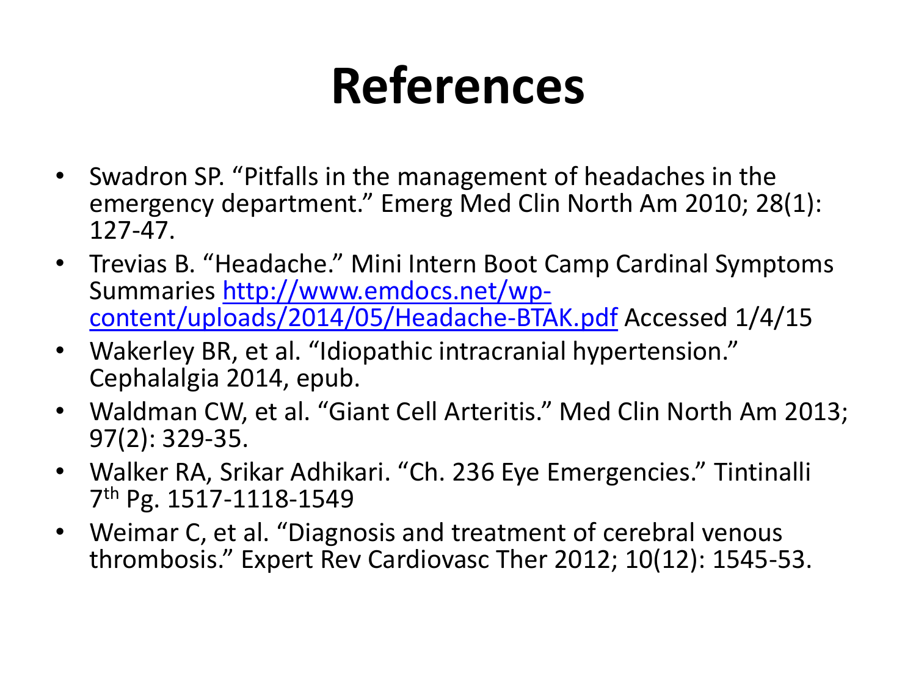# References

- Swadron SP. "Pitfalls in the management of headaches in the emergency department." Emerg Med Clin North Am 2010; 28(1): 127-47.
- Trevias B. "Headache." Mini Intern Boot Camp Cardinal Symptoms Summaries [http://www.emdocs.net/wp-content/uploads/2014/05/Headache-BTAK.pdf](http://www.emdocs.net/wp-content/uploads/2014/05/Headache-BTAK.pdf) Accessed 1/4/15
- Wakerley BR, et al. "Idiopathic intracranial hypertension." Cephalalgia 2014, epub.
- Waldman CW, et al. "Giant Cell Arteritis." Med Clin North Am 2013; 97(2): 329-35.
- Walker RA, Srikar Adhikari. "Ch. 236 Eye Emergencies." Tintinalli 7th Pg. 1517-1118-1549
- Weimar C, et al. "Diagnosis and treatment of cerebral venous thrombosis." Expert Rev Cardiovasc Ther 2012; 10(12): 1545-53.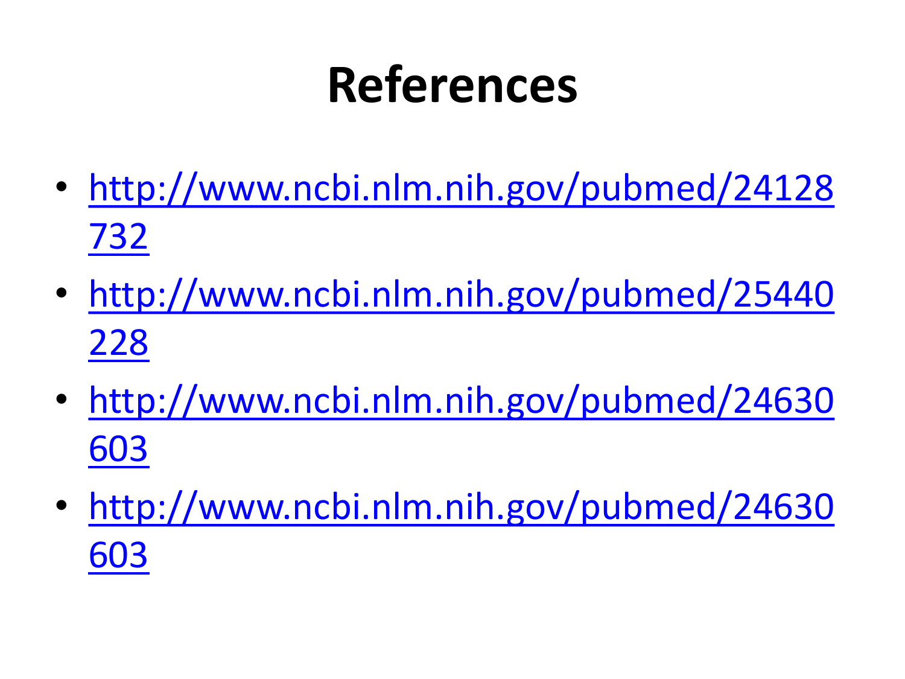# References

- http://www.ncbi.nlm.nih.gov/pubmed/24128732
- http://www.ncbi.nlm.nih.gov/pubmed/25440228
- http://www.ncbi.nlm.nih.gov/pubmed/24630603
- http://www.ncbi.nlm.nih.gov/pubmed/24630603